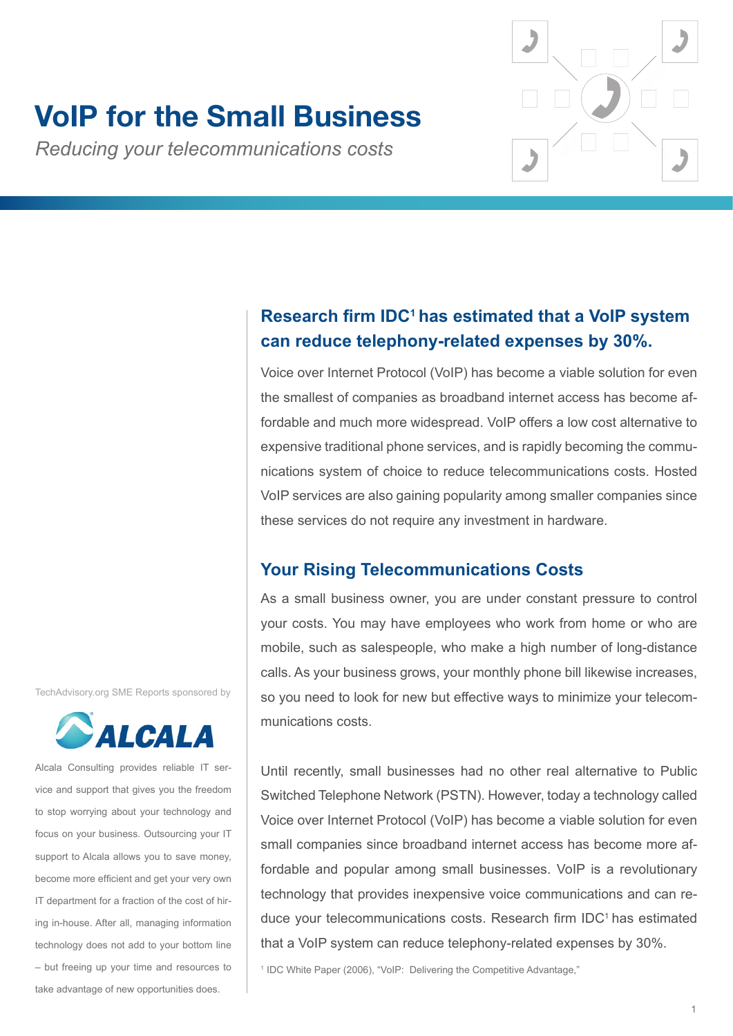# VoIP for the Small Business

*Reducing your telecommunications costs*

## Research firm IDC[1] has estimated that a VoIP system can reduce telephony-related expenses by 30%.

Voice over Internet Protocol (VoIP) has become a viable solution for even the smallest of companies as broadband internet access has become affordable and much more widespread. VoIP offers a low cost alternative to expensive traditional phone services, and is rapidly becoming the communications system of choice to reduce telecommunications costs. Hosted VoIP services are also gaining popularity among smaller companies since these services do not require any investment in hardware.

## Your Rising Telecommunications Costs

As a small business owner, you are under constant pressure to control your costs. You may have employees who work from home or who are mobile, such as salespeople, who make a high number of long-distance calls. As your business grows, your monthly phone bill likewise increases, so you need to look for new but effective ways to minimize your telecommunications costs.

Until recently, small businesses had no other real alternative to Public Switched Telephone Network (PSTN). However, today a technology called Voice over Internet Protocol (VoIP) has become a viable solution for even small companies since broadband internet access has become more affordable and popular among small businesses. VoIP is a revolutionary technology that provides inexpensive voice communications and can reduce your telecommunications costs. Research firm IDC[1] has estimated that a VoIP system can reduce telephony-related expenses by 30%.

[1] IDC White Paper (2006), "VoIP: Delivering the Competitive Advantage,"

TechAdvisory.org SME Reports sponsored by

ALCALA

Alcala Consulting provides reliable IT service and support that gives you the freedom to stop worrying about your technology and focus on your business. Outsourcing your IT support to Alcala allows you to save money, become more efficient and get your very own IT department for a fraction of the cost of hiring in-house. After all, managing information technology does not add to your bottom line – but freeing up your time and resources to take advantage of new opportunities does.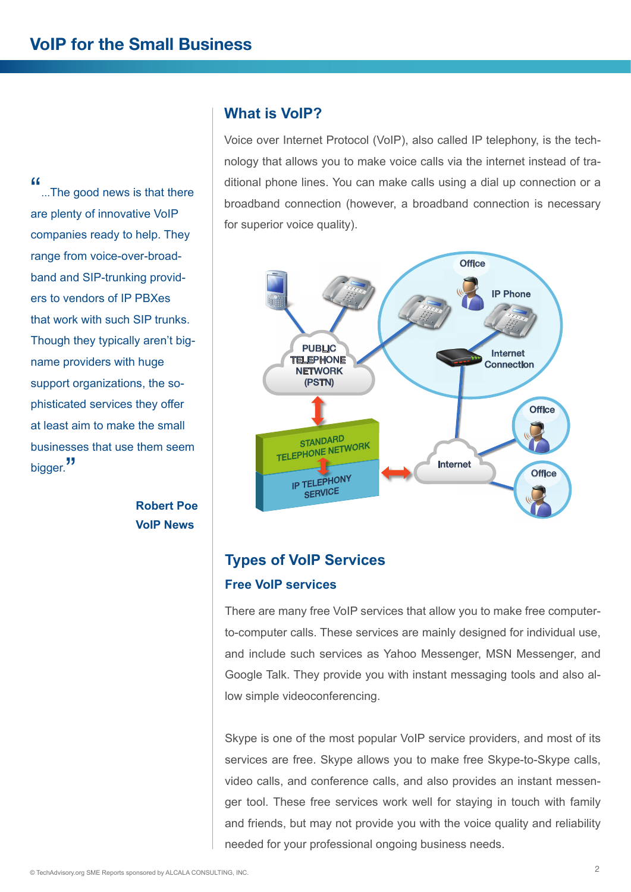> "...The good news is that there are plenty of innovative VoIP companies ready to help. They range from voice-over-broadband and SIP-trunking providers to vendors of IP PBXes that work with such SIP trunks. Though they typically aren't big-name providers with huge support organizations, the sophisticated services they offer at least aim to make the small businesses that use them seem bigger."
>
> **Robert Poe**
> **VoIP News**

## What is VoIP?

Voice over Internet Protocol (VoIP), also called IP telephony, is the technology that allows you to make voice calls via the internet instead of traditional phone lines. You can make calls using a dial up connection or a broadband connection (however, a broadband connection is necessary for superior voice quality).

## Types of VoIP Services

### Free VoIP services

There are many free VoIP services that allow you to make free computer-to-computer calls. These services are mainly designed for individual use, and include such services as Yahoo Messenger, MSN Messenger, and Google Talk. They provide you with instant messaging tools and also allow simple videoconferencing.

Skype is one of the most popular VoIP service providers, and most of its services are free. Skype allows you to make free Skype-to-Skype calls, video calls, and conference calls, and also provides an instant messenger tool. These free services work well for staying in touch with family and friends, but may not provide you with the voice quality and reliability needed for your professional ongoing business needs.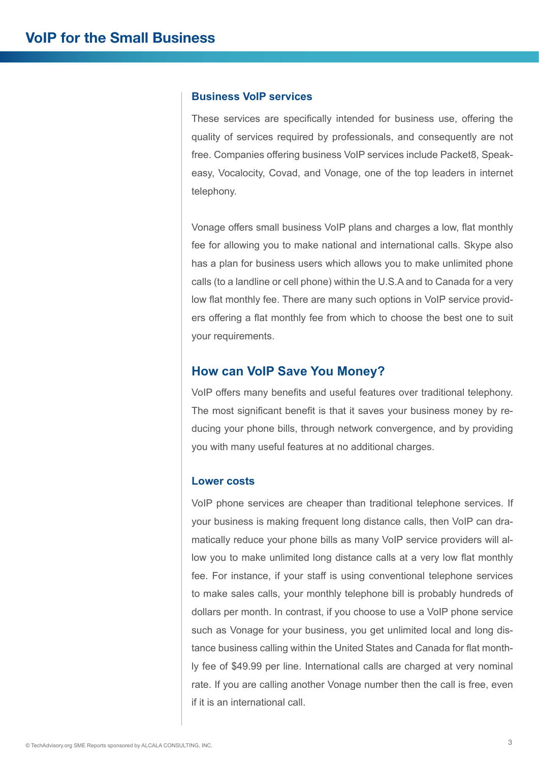### Business VoIP services

These services are specifically intended for business use, offering the quality of services required by professionals, and consequently are not free. Companies offering business VoIP services include Packet8, Speakeasy, Vocalocity, Covad, and Vonage, one of the top leaders in internet telephony.

Vonage offers small business VoIP plans and charges a low, flat monthly fee for allowing you to make national and international calls. Skype also has a plan for business users which allows you to make unlimited phone calls (to a landline or cell phone) within the U.S.A and to Canada for a very low flat monthly fee. There are many such options in VoIP service providers offering a flat monthly fee from which to choose the best one to suit your requirements.

## How can VoIP Save You Money?

VoIP offers many benefits and useful features over traditional telephony. The most significant benefit is that it saves your business money by reducing your phone bills, through network convergence, and by providing you with many useful features at no additional charges.

### Lower costs

VoIP phone services are cheaper than traditional telephone services. If your business is making frequent long distance calls, then VoIP can dramatically reduce your phone bills as many VoIP service providers will allow you to make unlimited long distance calls at a very low flat monthly fee. For instance, if your staff is using conventional telephone services to make sales calls, your monthly telephone bill is probably hundreds of dollars per month. In contrast, if you choose to use a VoIP phone service such as Vonage for your business, you get unlimited local and long distance business calling within the United States and Canada for flat monthly fee of $49.99 per line. International calls are charged at very nominal rate. If you are calling another Vonage number then the call is free, even if it is an international call.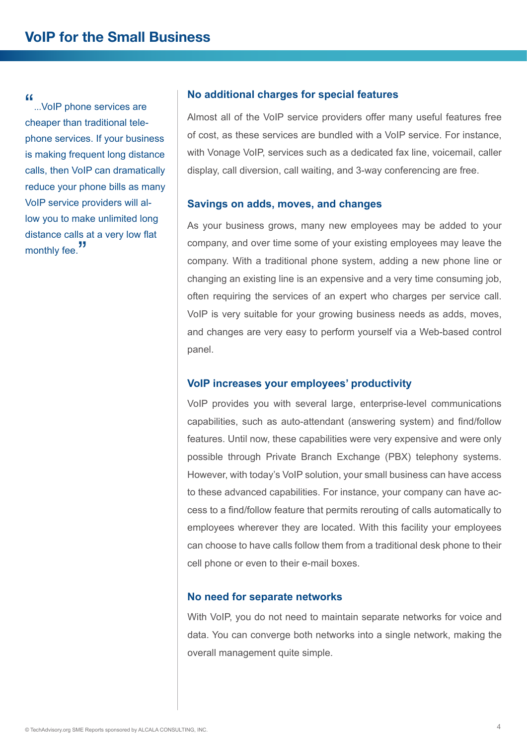> "...VoIP phone services are cheaper than traditional telephone services. If your business is making frequent long distance calls, then VoIP can dramatically reduce your phone bills as many VoIP service providers will allow you to make unlimited long distance calls at a very low flat monthly fee."

### No additional charges for special features

Almost all of the VoIP service providers offer many useful features free of cost, as these services are bundled with a VoIP service. For instance, with Vonage VoIP, services such as a dedicated fax line, voicemail, caller display, call diversion, call waiting, and 3-way conferencing are free.

### Savings on adds, moves, and changes

As your business grows, many new employees may be added to your company, and over time some of your existing employees may leave the company. With a traditional phone system, adding a new phone line or changing an existing line is an expensive and a very time consuming job, often requiring the services of an expert who charges per service call. VoIP is very suitable for your growing business needs as adds, moves, and changes are very easy to perform yourself via a Web-based control panel.

### VoIP increases your employees' productivity

VoIP provides you with several large, enterprise-level communications capabilities, such as auto-attendant (answering system) and find/follow features. Until now, these capabilities were very expensive and were only possible through Private Branch Exchange (PBX) telephony systems. However, with today's VoIP solution, your small business can have access to these advanced capabilities. For instance, your company can have access to a find/follow feature that permits rerouting of calls automatically to employees wherever they are located. With this facility your employees can choose to have calls follow them from a traditional desk phone to their cell phone or even to their e-mail boxes.

### No need for separate networks

With VoIP, you do not need to maintain separate networks for voice and data. You can converge both networks into a single network, making the overall management quite simple.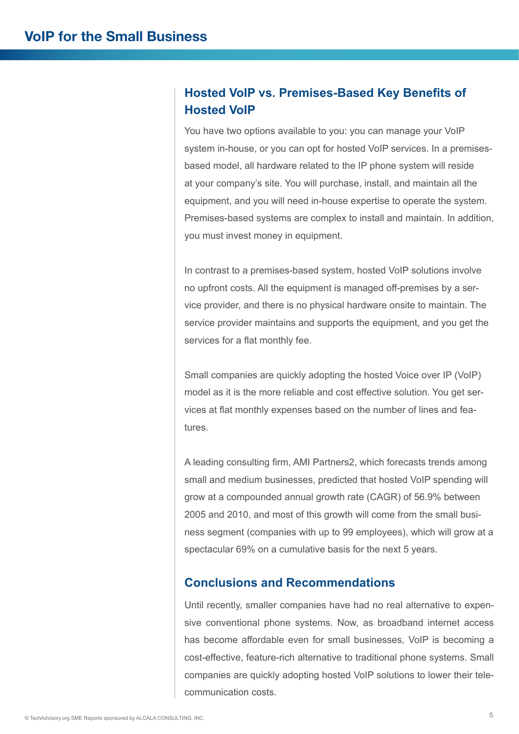## Hosted VoIP vs. Premises-Based Key Benefits of Hosted VoIP

You have two options available to you: you can manage your VoIP system in-house, or you can opt for hosted VoIP services. In a premises-based model, all hardware related to the IP phone system will reside at your company's site. You will purchase, install, and maintain all the equipment, and you will need in-house expertise to operate the system. Premises-based systems are complex to install and maintain. In addition, you must invest money in equipment.

In contrast to a premises-based system, hosted VoIP solutions involve no upfront costs. All the equipment is managed off-premises by a service provider, and there is no physical hardware onsite to maintain. The service provider maintains and supports the equipment, and you get the services for a flat monthly fee.

Small companies are quickly adopting the hosted Voice over IP (VoIP) model as it is the more reliable and cost effective solution. You get services at flat monthly expenses based on the number of lines and features.

A leading consulting firm, AMI Partners2, which forecasts trends among small and medium businesses, predicted that hosted VoIP spending will grow at a compounded annual growth rate (CAGR) of 56.9% between 2005 and 2010, and most of this growth will come from the small business segment (companies with up to 99 employees), which will grow at a spectacular 69% on a cumulative basis for the next 5 years.

## Conclusions and Recommendations

Until recently, smaller companies have had no real alternative to expensive conventional phone systems. Now, as broadband internet access has become affordable even for small businesses, VoIP is becoming a cost-effective, feature-rich alternative to traditional phone systems. Small companies are quickly adopting hosted VoIP solutions to lower their telecommunication costs.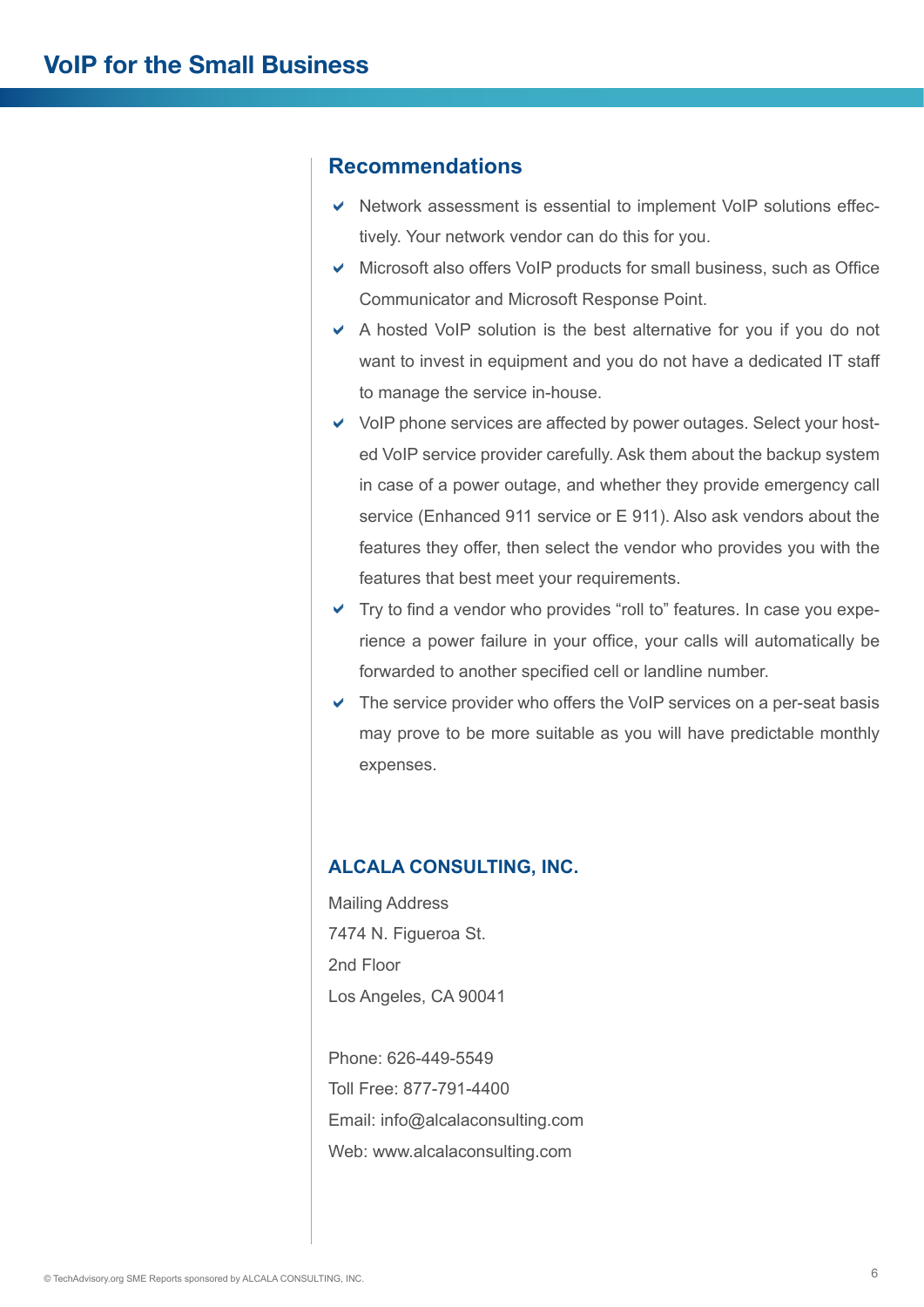## Recommendations

- Network assessment is essential to implement VoIP solutions effectively. Your network vendor can do this for you.
- Microsoft also offers VoIP products for small business, such as Office Communicator and Microsoft Response Point.
- A hosted VoIP solution is the best alternative for you if you do not want to invest in equipment and you do not have a dedicated IT staff to manage the service in-house.
- VoIP phone services are affected by power outages. Select your hosted VoIP service provider carefully. Ask them about the backup system in case of a power outage, and whether they provide emergency call service (Enhanced 911 service or E 911). Also ask vendors about the features they offer, then select the vendor who provides you with the features that best meet your requirements.
- Try to find a vendor who provides “roll to” features. In case you experience a power failure in your office, your calls will automatically be forwarded to another specified cell or landline number.
- The service provider who offers the VoIP services on a per-seat basis may prove to be more suitable as you will have predictable monthly expenses.

### ALCALA CONSULTING, INC.

Mailing Address
7474 N. Figueroa St.
2nd Floor
Los Angeles, CA 90041

Phone: 626-449-5549
Toll Free: 877-791-4400
Email: info@alcalaconsulting.com
Web: www.alcalaconsulting.com